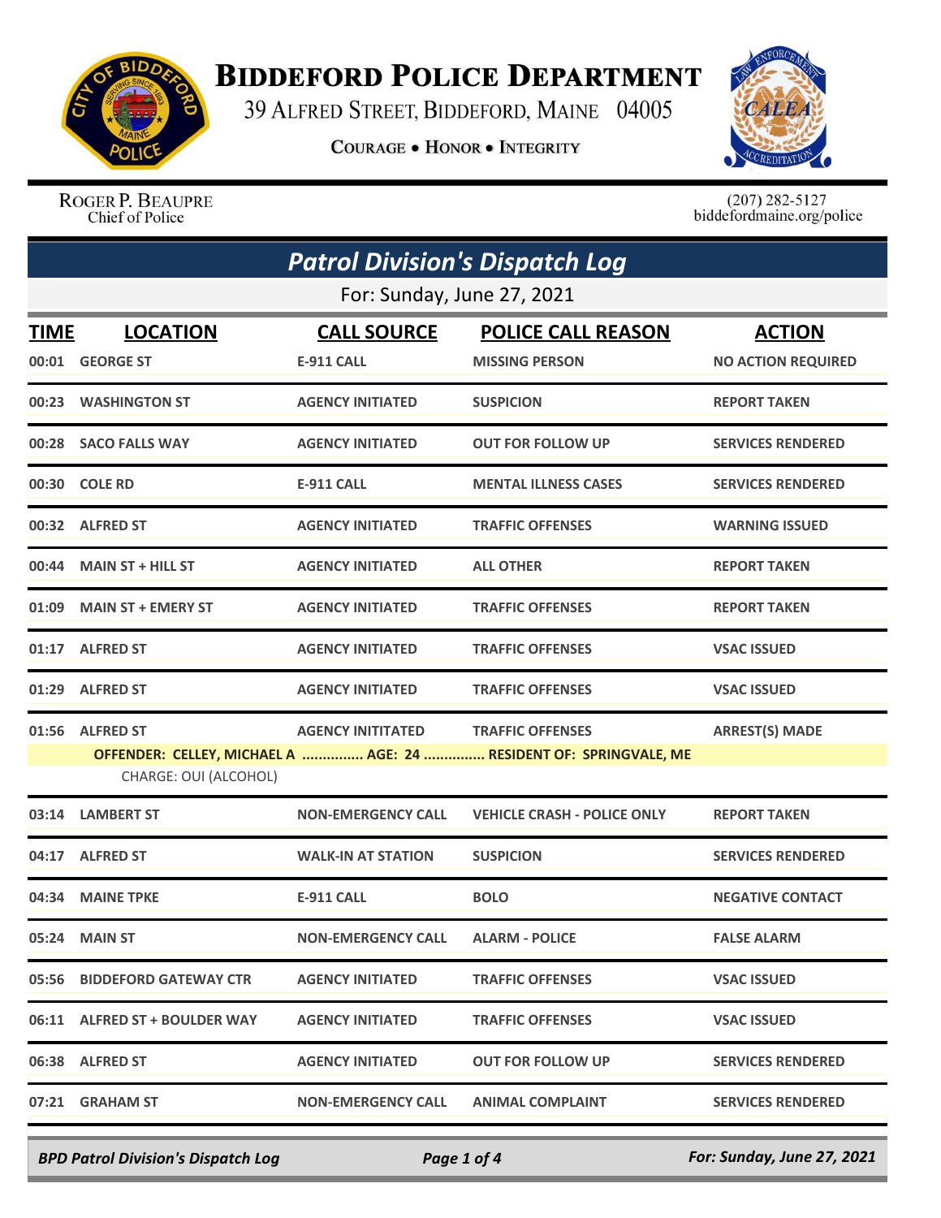# Biddeford Police Department

39 Alfred Street, Biddeford, Maine 04005

Courage • Honor • Integrity

Roger P. Beaupre
Chief of Police

(207) 282-5127
biddefordmaine.org/police

## Patrol Division's Dispatch Log

For: Sunday, June 27, 2021

| TIME | LOCATION | CALL SOURCE | POLICE CALL REASON | ACTION |
|---|---|---|---|---|
| 00:01 | GEORGE ST | E-911 CALL | MISSING PERSON | NO ACTION REQUIRED |
| 00:23 | WASHINGTON ST | AGENCY INITIATED | SUSPICION | REPORT TAKEN |
| 00:28 | SACO FALLS WAY | AGENCY INITIATED | OUT FOR FOLLOW UP | SERVICES RENDERED |
| 00:30 | COLE RD | E-911 CALL | MENTAL ILLNESS CASES | SERVICES RENDERED |
| 00:32 | ALFRED ST | AGENCY INITIATED | TRAFFIC OFFENSES | WARNING ISSUED |
| 00:44 | MAIN ST + HILL ST | AGENCY INITIATED | ALL OTHER | REPORT TAKEN |
| 01:09 | MAIN ST + EMERY ST | AGENCY INITIATED | TRAFFIC OFFENSES | REPORT TAKEN |
| 01:17 | ALFRED ST | AGENCY INITIATED | TRAFFIC OFFENSES | VSAC ISSUED |
| 01:29 | ALFRED ST | AGENCY INITIATED | TRAFFIC OFFENSES | VSAC ISSUED |
| 01:56 | ALFRED ST | AGENCY INITITATED | TRAFFIC OFFENSES | ARREST(S) MADE |
| | OFFENDER: CELLEY, MICHAEL A ............... AGE: 24 ............... RESIDENT OF: SPRINGVALE, ME | | | |
| | CHARGE: OUI (ALCOHOL) | | | |
| 03:14 | LAMBERT ST | NON-EMERGENCY CALL | VEHICLE CRASH - POLICE ONLY | REPORT TAKEN |
| 04:17 | ALFRED ST | WALK-IN AT STATION | SUSPICION | SERVICES RENDERED |
| 04:34 | MAINE TPKE | E-911 CALL | BOLO | NEGATIVE CONTACT |
| 05:24 | MAIN ST | NON-EMERGENCY CALL | ALARM - POLICE | FALSE ALARM |
| 05:56 | BIDDEFORD GATEWAY CTR | AGENCY INITIATED | TRAFFIC OFFENSES | VSAC ISSUED |
| 06:11 | ALFRED ST + BOULDER WAY | AGENCY INITIATED | TRAFFIC OFFENSES | VSAC ISSUED |
| 06:38 | ALFRED ST | AGENCY INITIATED | OUT FOR FOLLOW UP | SERVICES RENDERED |
| 07:21 | GRAHAM ST | NON-EMERGENCY CALL | ANIMAL COMPLAINT | SERVICES RENDERED |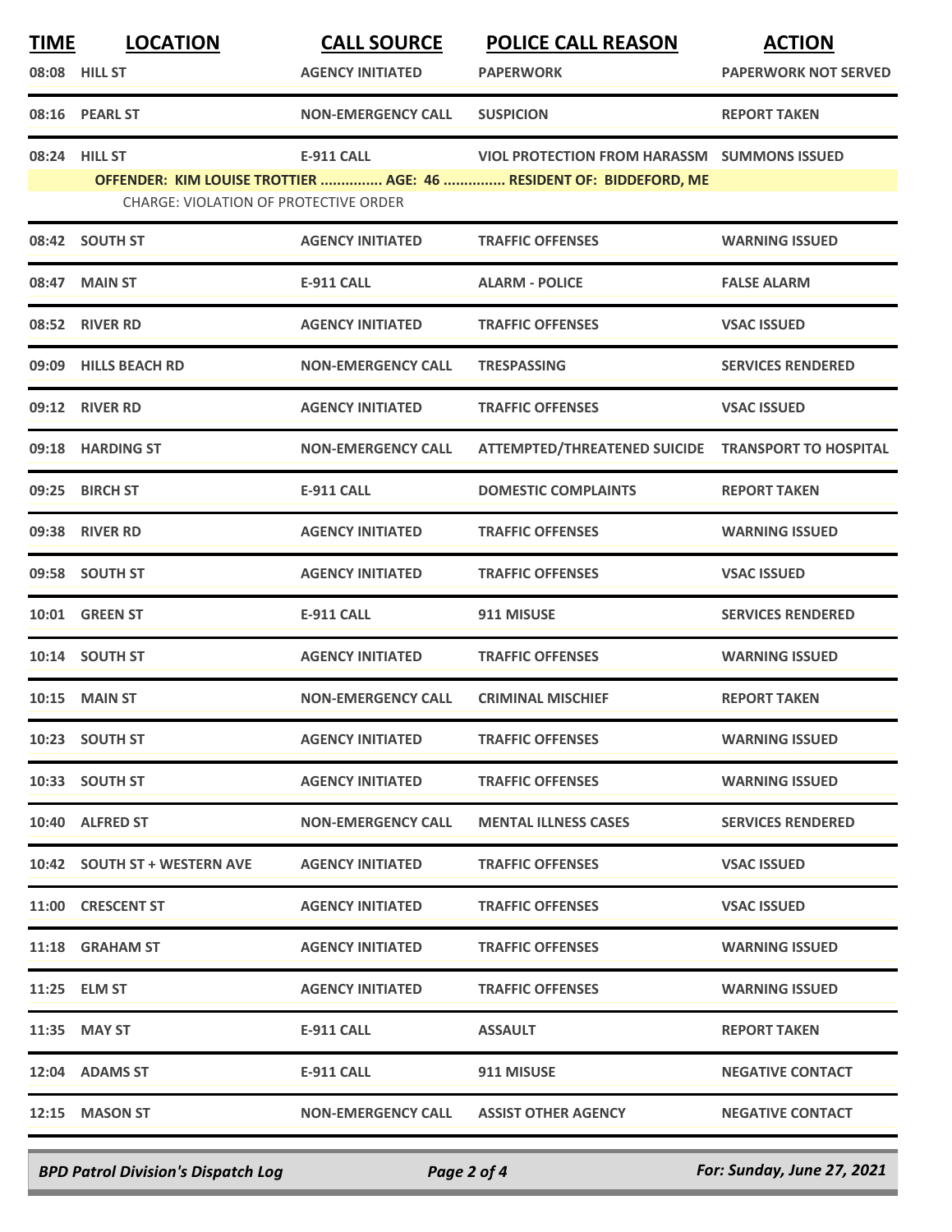| TIME | LOCATION | CALL SOURCE | POLICE CALL REASON | ACTION |
|---|---|---|---|---|
| 08:08 | HILL ST | AGENCY INITIATED | PAPERWORK | PAPERWORK NOT SERVED |
| 08:16 | PEARL ST | NON-EMERGENCY CALL | SUSPICION | REPORT TAKEN |
| 08:24 | HILL ST | E-911 CALL | VIOL PROTECTION FROM HARASSM | SUMMONS ISSUED |
| | OFFENDER: KIM LOUISE TROTTIER ............... AGE: 46 ............... RESIDENT OF: BIDDEFORD, ME | | | |
| | CHARGE: VIOLATION OF PROTECTIVE ORDER | | | |
| 08:42 | SOUTH ST | AGENCY INITIATED | TRAFFIC OFFENSES | WARNING ISSUED |
| 08:47 | MAIN ST | E-911 CALL | ALARM - POLICE | FALSE ALARM |
| 08:52 | RIVER RD | AGENCY INITIATED | TRAFFIC OFFENSES | VSAC ISSUED |
| 09:09 | HILLS BEACH RD | NON-EMERGENCY CALL | TRESPASSING | SERVICES RENDERED |
| 09:12 | RIVER RD | AGENCY INITIATED | TRAFFIC OFFENSES | VSAC ISSUED |
| 09:18 | HARDING ST | NON-EMERGENCY CALL | ATTEMPTED/THREATENED SUICIDE | TRANSPORT TO HOSPITAL |
| 09:25 | BIRCH ST | E-911 CALL | DOMESTIC COMPLAINTS | REPORT TAKEN |
| 09:38 | RIVER RD | AGENCY INITIATED | TRAFFIC OFFENSES | WARNING ISSUED |
| 09:58 | SOUTH ST | AGENCY INITIATED | TRAFFIC OFFENSES | VSAC ISSUED |
| 10:01 | GREEN ST | E-911 CALL | 911 MISUSE | SERVICES RENDERED |
| 10:14 | SOUTH ST | AGENCY INITIATED | TRAFFIC OFFENSES | WARNING ISSUED |
| 10:15 | MAIN ST | NON-EMERGENCY CALL | CRIMINAL MISCHIEF | REPORT TAKEN |
| 10:23 | SOUTH ST | AGENCY INITIATED | TRAFFIC OFFENSES | WARNING ISSUED |
| 10:33 | SOUTH ST | AGENCY INITIATED | TRAFFIC OFFENSES | WARNING ISSUED |
| 10:40 | ALFRED ST | NON-EMERGENCY CALL | MENTAL ILLNESS CASES | SERVICES RENDERED |
| 10:42 | SOUTH ST + WESTERN AVE | AGENCY INITIATED | TRAFFIC OFFENSES | VSAC ISSUED |
| 11:00 | CRESCENT ST | AGENCY INITIATED | TRAFFIC OFFENSES | VSAC ISSUED |
| 11:18 | GRAHAM ST | AGENCY INITIATED | TRAFFIC OFFENSES | WARNING ISSUED |
| 11:25 | ELM ST | AGENCY INITIATED | TRAFFIC OFFENSES | WARNING ISSUED |
| 11:35 | MAY ST | E-911 CALL | ASSAULT | REPORT TAKEN |
| 12:04 | ADAMS ST | E-911 CALL | 911 MISUSE | NEGATIVE CONTACT |
| 12:15 | MASON ST | NON-EMERGENCY CALL | ASSIST OTHER AGENCY | NEGATIVE CONTACT |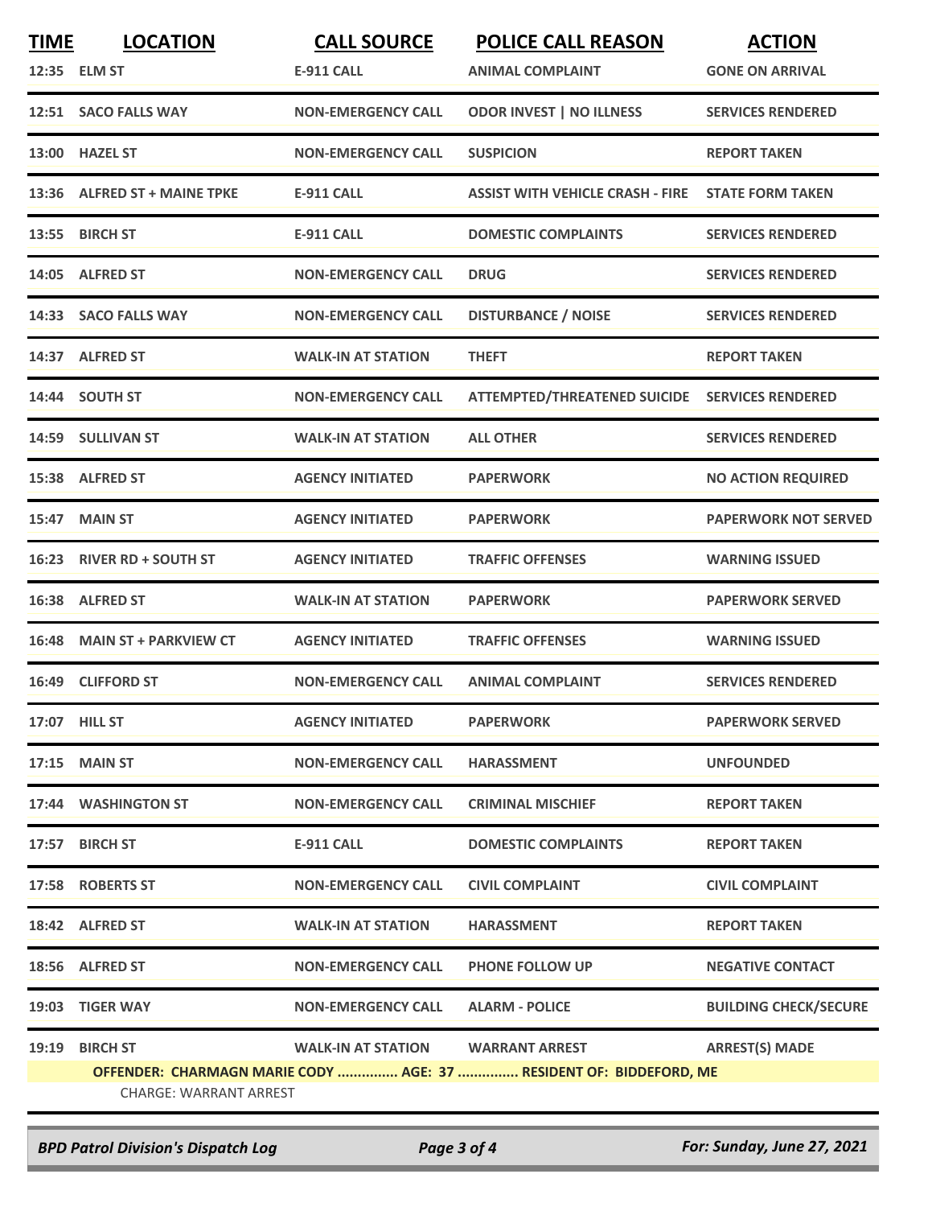| TIME | LOCATION | CALL SOURCE | POLICE CALL REASON | ACTION |
|---|---|---|---|---|
| 12:35 | ELM ST | E-911 CALL | ANIMAL COMPLAINT | GONE ON ARRIVAL |
| 12:51 | SACO FALLS WAY | NON-EMERGENCY CALL | ODOR INVEST \| NO ILLNESS | SERVICES RENDERED |
| 13:00 | HAZEL ST | NON-EMERGENCY CALL | SUSPICION | REPORT TAKEN |
| 13:36 | ALFRED ST + MAINE TPKE | E-911 CALL | ASSIST WITH VEHICLE CRASH - FIRE | STATE FORM TAKEN |
| 13:55 | BIRCH ST | E-911 CALL | DOMESTIC COMPLAINTS | SERVICES RENDERED |
| 14:05 | ALFRED ST | NON-EMERGENCY CALL | DRUG | SERVICES RENDERED |
| 14:33 | SACO FALLS WAY | NON-EMERGENCY CALL | DISTURBANCE / NOISE | SERVICES RENDERED |
| 14:37 | ALFRED ST | WALK-IN AT STATION | THEFT | REPORT TAKEN |
| 14:44 | SOUTH ST | NON-EMERGENCY CALL | ATTEMPTED/THREATENED SUICIDE | SERVICES RENDERED |
| 14:59 | SULLIVAN ST | WALK-IN AT STATION | ALL OTHER | SERVICES RENDERED |
| 15:38 | ALFRED ST | AGENCY INITIATED | PAPERWORK | NO ACTION REQUIRED |
| 15:47 | MAIN ST | AGENCY INITIATED | PAPERWORK | PAPERWORK NOT SERVED |
| 16:23 | RIVER RD + SOUTH ST | AGENCY INITIATED | TRAFFIC OFFENSES | WARNING ISSUED |
| 16:38 | ALFRED ST | WALK-IN AT STATION | PAPERWORK | PAPERWORK SERVED |
| 16:48 | MAIN ST + PARKVIEW CT | AGENCY INITIATED | TRAFFIC OFFENSES | WARNING ISSUED |
| 16:49 | CLIFFORD ST | NON-EMERGENCY CALL | ANIMAL COMPLAINT | SERVICES RENDERED |
| 17:07 | HILL ST | AGENCY INITIATED | PAPERWORK | PAPERWORK SERVED |
| 17:15 | MAIN ST | NON-EMERGENCY CALL | HARASSMENT | UNFOUNDED |
| 17:44 | WASHINGTON ST | NON-EMERGENCY CALL | CRIMINAL MISCHIEF | REPORT TAKEN |
| 17:57 | BIRCH ST | E-911 CALL | DOMESTIC COMPLAINTS | REPORT TAKEN |
| 17:58 | ROBERTS ST | NON-EMERGENCY CALL | CIVIL COMPLAINT | CIVIL COMPLAINT |
| 18:42 | ALFRED ST | WALK-IN AT STATION | HARASSMENT | REPORT TAKEN |
| 18:56 | ALFRED ST | NON-EMERGENCY CALL | PHONE FOLLOW UP | NEGATIVE CONTACT |
| 19:03 | TIGER WAY | NON-EMERGENCY CALL | ALARM - POLICE | BUILDING CHECK/SECURE |
| 19:19 | BIRCH ST | WALK-IN AT STATION | WARRANT ARREST | ARREST(S) MADE |

**OFFENDER: CHARMAGN MARIE CODY ............... AGE: 37 ............... RESIDENT OF: BIDDEFORD, ME**

CHARGE: WARRANT ARREST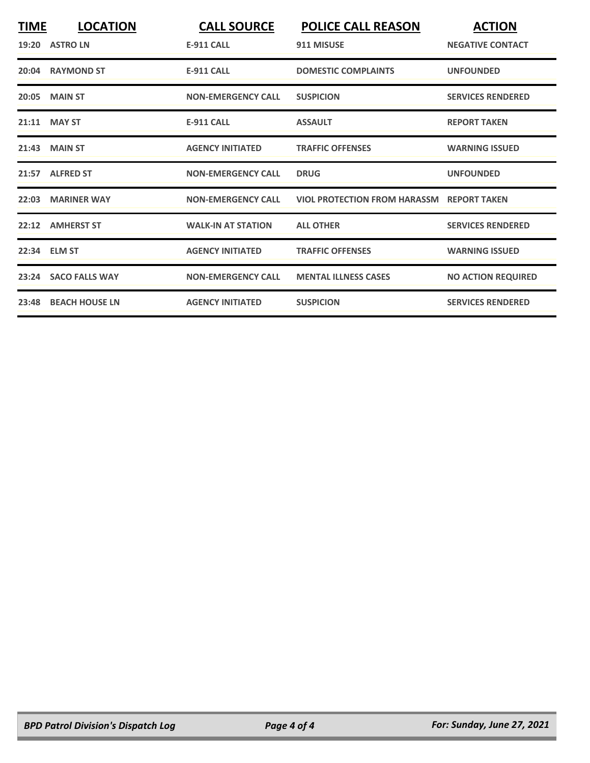| TIME | LOCATION | CALL SOURCE | POLICE CALL REASON | ACTION |
|---|---|---|---|---|
| 19:20 | ASTRO LN | E-911 CALL | 911 MISUSE | NEGATIVE CONTACT |
| 20:04 | RAYMOND ST | E-911 CALL | DOMESTIC COMPLAINTS | UNFOUNDED |
| 20:05 | MAIN ST | NON-EMERGENCY CALL | SUSPICION | SERVICES RENDERED |
| 21:11 | MAY ST | E-911 CALL | ASSAULT | REPORT TAKEN |
| 21:43 | MAIN ST | AGENCY INITIATED | TRAFFIC OFFENSES | WARNING ISSUED |
| 21:57 | ALFRED ST | NON-EMERGENCY CALL | DRUG | UNFOUNDED |
| 22:03 | MARINER WAY | NON-EMERGENCY CALL | VIOL PROTECTION FROM HARASSM | REPORT TAKEN |
| 22:12 | AMHERST ST | WALK-IN AT STATION | ALL OTHER | SERVICES RENDERED |
| 22:34 | ELM ST | AGENCY INITIATED | TRAFFIC OFFENSES | WARNING ISSUED |
| 23:24 | SACO FALLS WAY | NON-EMERGENCY CALL | MENTAL ILLNESS CASES | NO ACTION REQUIRED |
| 23:48 | BEACH HOUSE LN | AGENCY INITIATED | SUSPICION | SERVICES RENDERED |